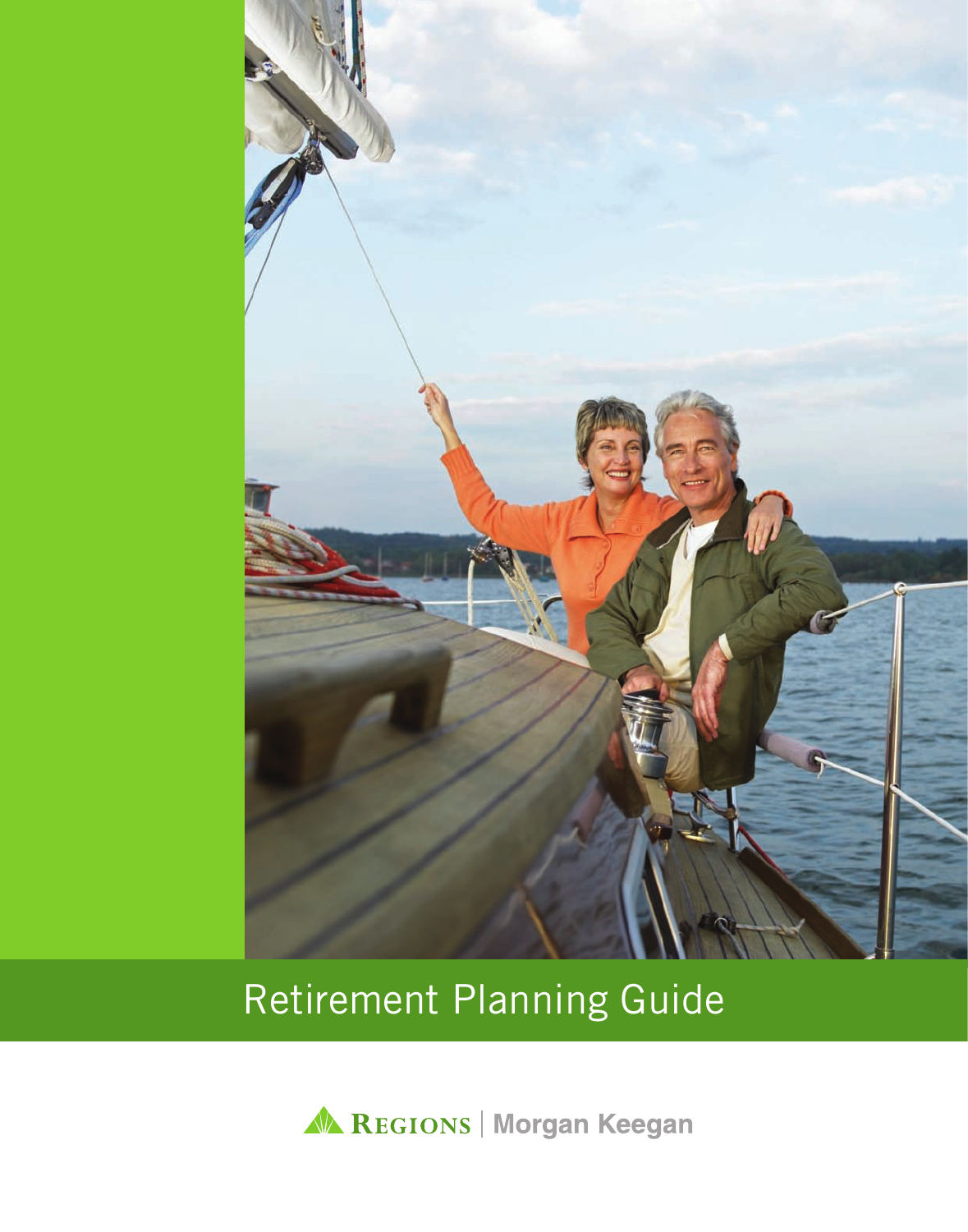# Retirement Planning Guide

REGIONS | Morgan Keegan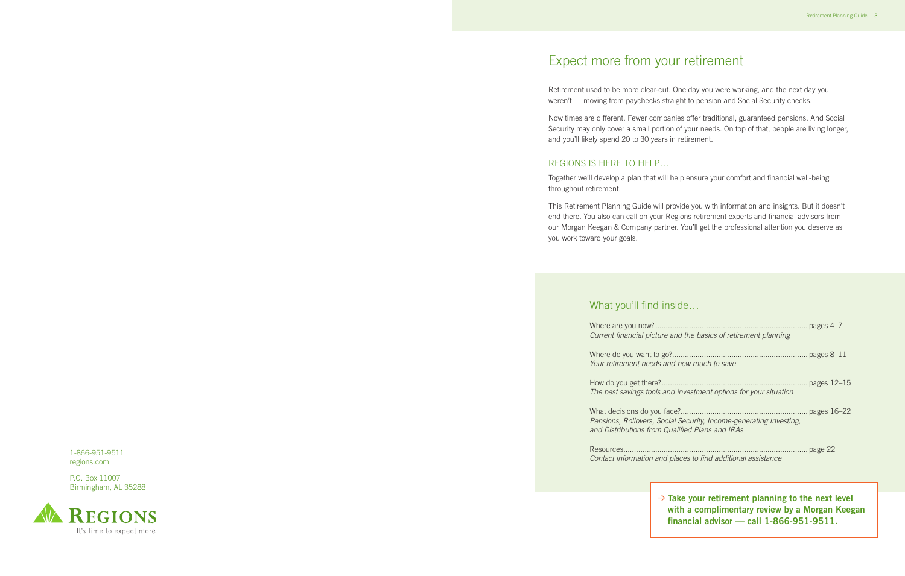# Expect more from your retirement

Retirement used to be more clear-cut. One day you were working, and the next day you weren't — moving from paychecks straight to pension and Social Security checks.

Now times are different. Fewer companies offer traditional, guaranteed pensions. And Social Security may only cover a small portion of your needs. On top of that, people are living longer, and you'll likely spend 20 to 30 years in retirement.

## REGIONS IS HERE TO HELP…

Together we'll develop a plan that will help ensure your comfort and financial well-being throughout retirement.

This Retirement Planning Guide will provide you with information and insights. But it doesn't end there. You also can call on your Regions retirement experts and financial advisors from our Morgan Keegan & Company partner. You'll get the professional attention you deserve as you work toward your goals.

## What you'll find inside…

Where are you now?........................................................................ pages 4–7
*Current financial picture and the basics of retirement planning*

Where do you want to go?................................................................ pages 8–11
*Your retirement needs and how much to save*

How do you get there?..................................................................... pages 12–15
*The best savings tools and investment options for your situation*

What decisions do you face?............................................................ pages 16–22
*Pensions, Rollovers, Social Security, Income-generating Investing, and Distributions from Qualified Plans and IRAs*

Resources....................................................................................... page 22
*Contact information and places to find additional assistance*

→ **Take your retirement planning to the next level with a complimentary review by a Morgan Keegan financial advisor — call 1-866-951-9511.**

1-866-951-9511
regions.com

P.O. Box 11007
Birmingham, AL 35288

REGIONS
It's time to expect more.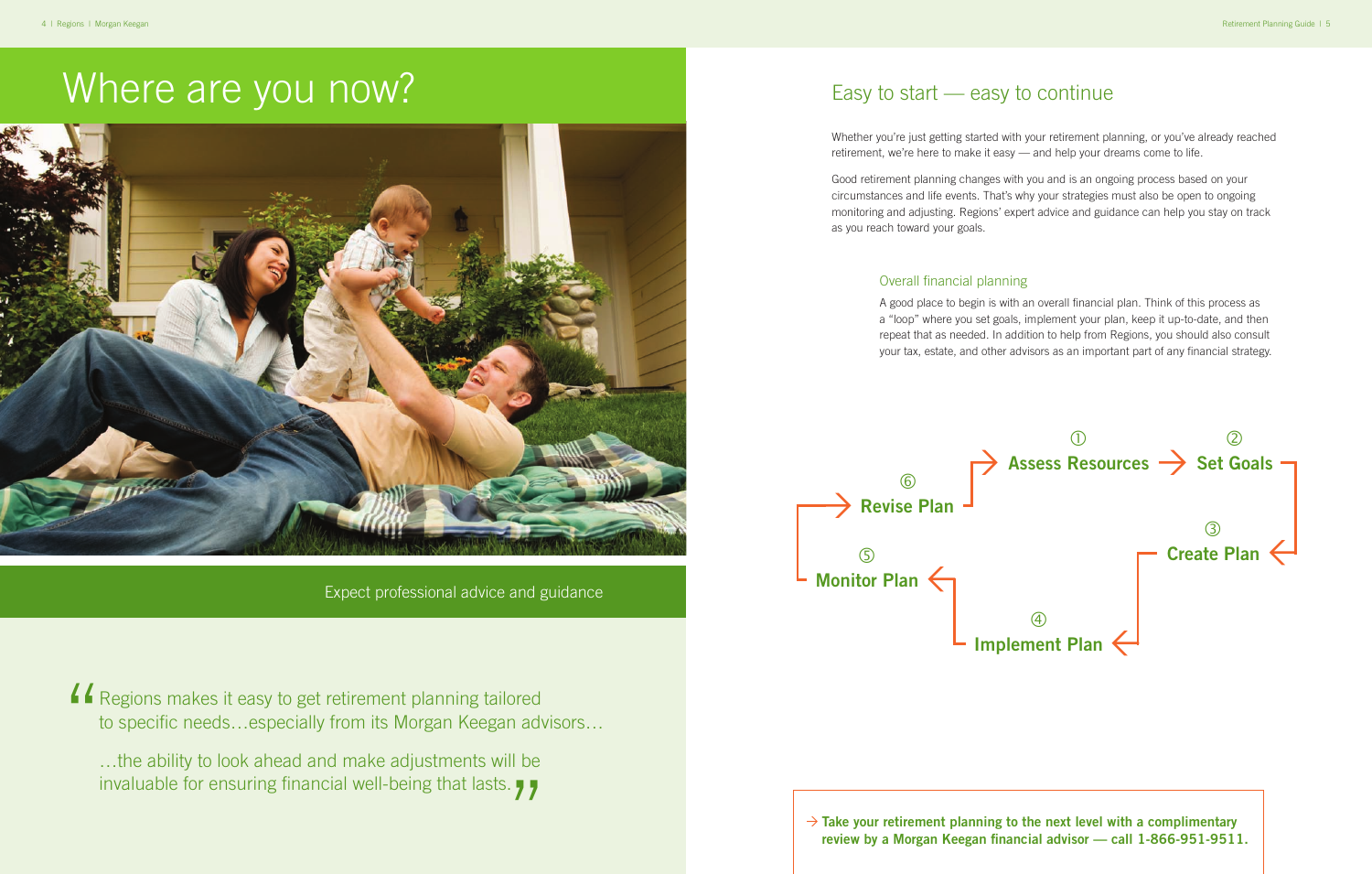# Where are you now?

Expect professional advice and guidance

> "Regions makes it easy to get retirement planning tailored to specific needs…especially from its Morgan Keegan advisors…
>
> …the ability to look ahead and make adjustments will be invaluable for ensuring financial well-being that lasts."

## Easy to start — easy to continue

Whether you're just getting started with your retirement planning, or you've already reached retirement, we're here to make it easy — and help your dreams come to life.

Good retirement planning changes with you and is an ongoing process based on your circumstances and life events. That's why your strategies must also be open to ongoing monitoring and adjusting. Regions' expert advice and guidance can help you stay on track as you reach toward your goals.

### Overall financial planning

A good place to begin is with an overall financial plan. Think of this process as a "loop" where you set goals, implement your plan, keep it up-to-date, and then repeat that as needed. In addition to help from Regions, you should also consult your tax, estate, and other advisors as an important part of any financial strategy.

1. **Assess Resources**
2. **Set Goals**
3. **Create Plan**
4. **Implement Plan**
5. **Monitor Plan**
6. **Revise Plan**

→ **Take your retirement planning to the next level with a complimentary review by a Morgan Keegan financial advisor — call 1-866-951-9511.**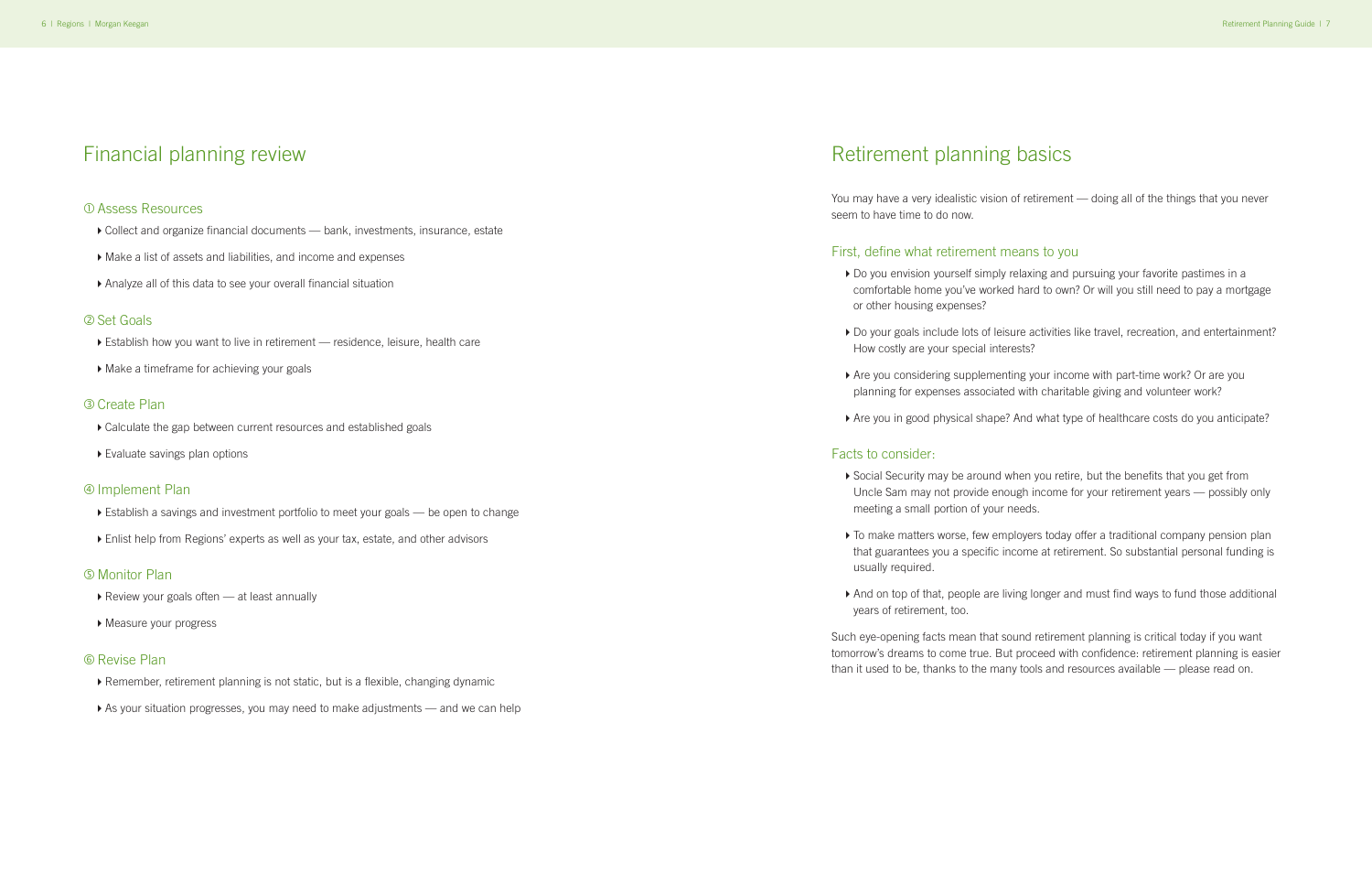# Financial planning review

### ① Assess Resources

- Collect and organize financial documents — bank, investments, insurance, estate
- Make a list of assets and liabilities, and income and expenses
- Analyze all of this data to see your overall financial situation

### ② Set Goals

- Establish how you want to live in retirement — residence, leisure, health care
- Make a timeframe for achieving your goals

### ③ Create Plan

- Calculate the gap between current resources and established goals
- Evaluate savings plan options

### ④ Implement Plan

- Establish a savings and investment portfolio to meet your goals — be open to change
- Enlist help from Regions' experts as well as your tax, estate, and other advisors

### ⑤ Monitor Plan

- Review your goals often — at least annually
- Measure your progress

### ⑥ Revise Plan

- Remember, retirement planning is not static, but is a flexible, changing dynamic
- As your situation progresses, you may need to make adjustments — and we can help

# Retirement planning basics

You may have a very idealistic vision of retirement — doing all of the things that you never seem to have time to do now.

### First, define what retirement means to you

- Do you envision yourself simply relaxing and pursuing your favorite pastimes in a comfortable home you've worked hard to own? Or will you still need to pay a mortgage or other housing expenses?
- Do your goals include lots of leisure activities like travel, recreation, and entertainment? How costly are your special interests?
- Are you considering supplementing your income with part-time work? Or are you planning for expenses associated with charitable giving and volunteer work?
- Are you in good physical shape? And what type of healthcare costs do you anticipate?

### Facts to consider:

- Social Security may be around when you retire, but the benefits that you get from Uncle Sam may not provide enough income for your retirement years — possibly only meeting a small portion of your needs.
- To make matters worse, few employers today offer a traditional company pension plan that guarantees you a specific income at retirement. So substantial personal funding is usually required.
- And on top of that, people are living longer and must find ways to fund those additional years of retirement, too.

Such eye-opening facts mean that sound retirement planning is critical today if you want tomorrow's dreams to come true. But proceed with confidence: retirement planning is easier than it used to be, thanks to the many tools and resources available — please read on.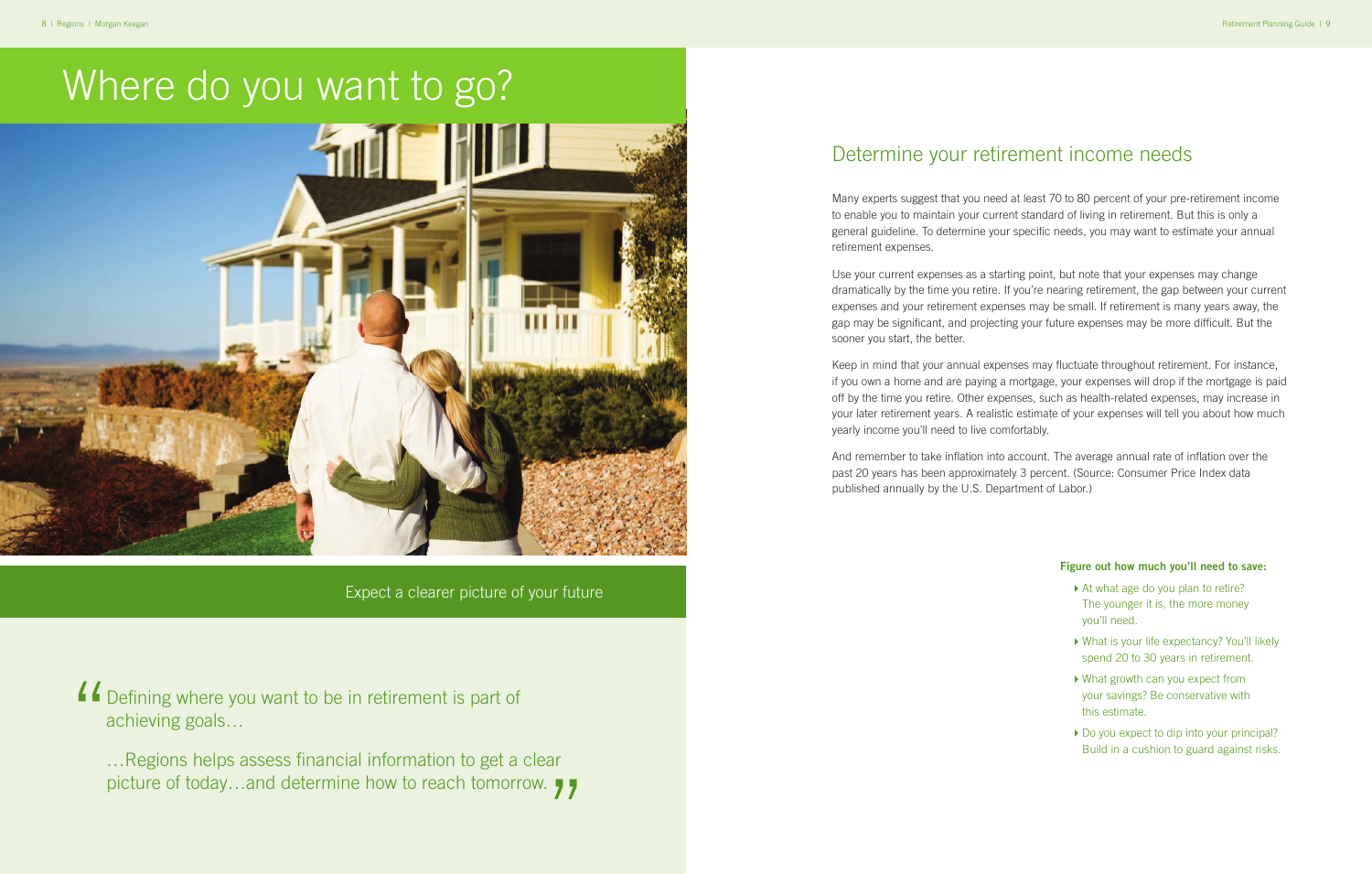# Where do you want to go?

Expect a clearer picture of your future

> Defining where you want to be in retirement is part of achieving goals…
>
> …Regions helps assess financial information to get a clear picture of today…and determine how to reach tomorrow.

## Determine your retirement income needs

Many experts suggest that you need at least 70 to 80 percent of your pre-retirement income to enable you to maintain your current standard of living in retirement. But this is only a general guideline. To determine your specific needs, you may want to estimate your annual retirement expenses.

Use your current expenses as a starting point, but note that your expenses may change dramatically by the time you retire. If you're nearing retirement, the gap between your current expenses and your retirement expenses may be small. If retirement is many years away, the gap may be significant, and projecting your future expenses may be more difficult. But the sooner you start, the better.

Keep in mind that your annual expenses may fluctuate throughout retirement. For instance, if you own a home and are paying a mortgage, your expenses will drop if the mortgage is paid off by the time you retire. Other expenses, such as health-related expenses, may increase in your later retirement years. A realistic estimate of your expenses will tell you about how much yearly income you'll need to live comfortably.

And remember to take inflation into account. The average annual rate of inflation over the past 20 years has been approximately 3 percent. (Source: Consumer Price Index data published annually by the U.S. Department of Labor.)

**Figure out how much you'll need to save:**

- At what age do you plan to retire? The younger it is, the more money you'll need.
- What is your life expectancy? You'll likely spend 20 to 30 years in retirement.
- What growth can you expect from your savings? Be conservative with this estimate.
- Do you expect to dip into your principal? Build in a cushion to guard against risks.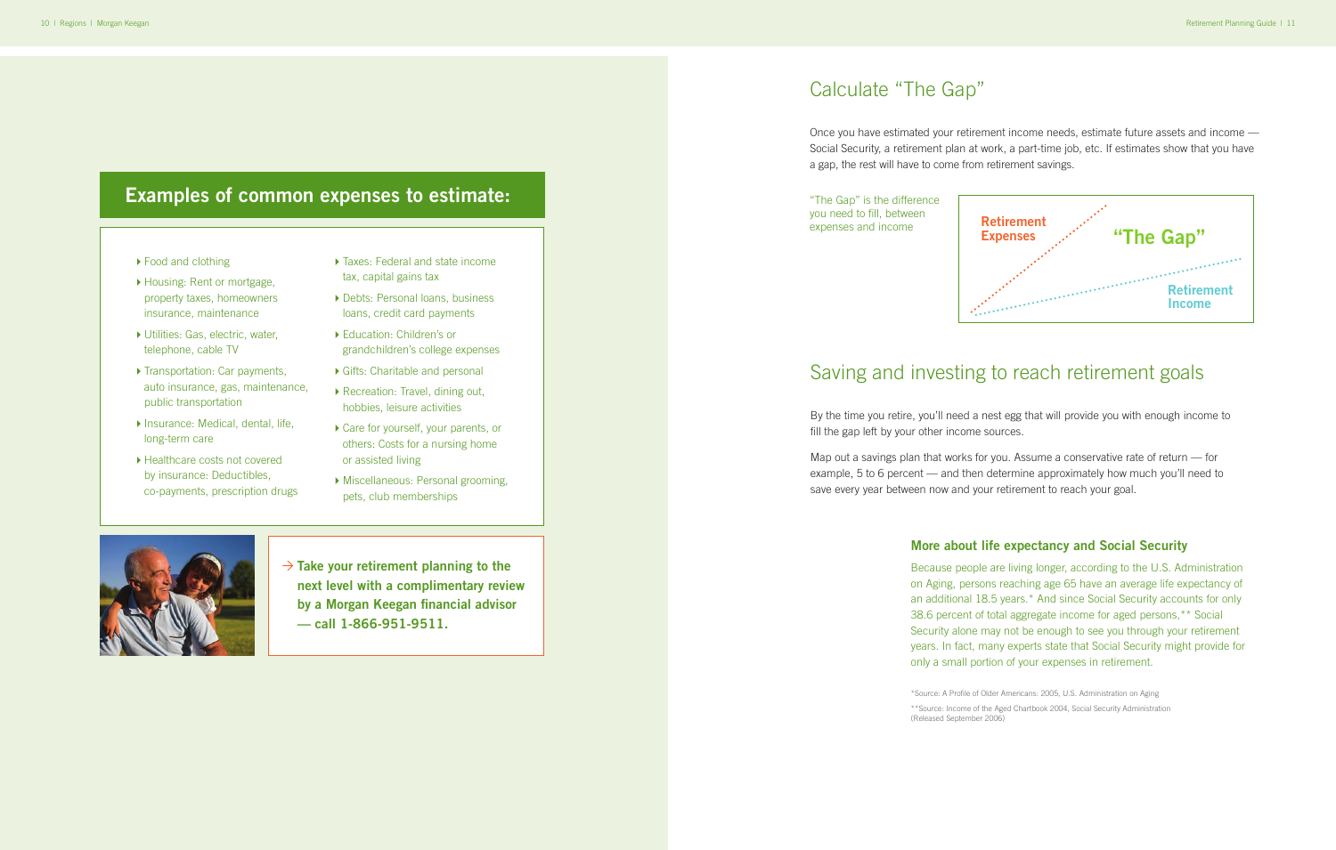## Examples of common expenses to estimate:

- Food and clothing
- Housing: Rent or mortgage, property taxes, homeowners insurance, maintenance
- Utilities: Gas, electric, water, telephone, cable TV
- Transportation: Car payments, auto insurance, gas, maintenance, public transportation
- Insurance: Medical, dental, life, long-term care
- Healthcare costs not covered by insurance: Deductibles, co-payments, prescription drugs
- Taxes: Federal and state income tax, capital gains tax
- Debts: Personal loans, business loans, credit card payments
- Education: Children's or grandchildren's college expenses
- Gifts: Charitable and personal
- Recreation: Travel, dining out, hobbies, leisure activities
- Care for yourself, your parents, or others: Costs for a nursing home or assisted living
- Miscellaneous: Personal grooming, pets, club memberships

→ **Take your retirement planning to the next level with a complimentary review by a Morgan Keegan financial advisor — call 1-866-951-9511.**

# Calculate "The Gap"

Once you have estimated your retirement income needs, estimate future assets and income — Social Security, a retirement plan at work, a part-time job, etc. If estimates show that you have a gap, the rest will have to come from retirement savings.

"The Gap" is the difference you need to fill, between expenses and income

Retirement Expenses

"The Gap"

Retirement Income

# Saving and investing to reach retirement goals

By the time you retire, you'll need a nest egg that will provide you with enough income to fill the gap left by your other income sources.

Map out a savings plan that works for you. Assume a conservative rate of return — for example, 5 to 6 percent — and then determine approximately how much you'll need to save every year between now and your retirement to reach your goal.

### More about life expectancy and Social Security

Because people are living longer, according to the U.S. Administration on Aging, persons reaching age 65 have an average life expectancy of an additional 18.5 years.* And since Social Security accounts for only 38.6 percent of total aggregate income for aged persons,** Social Security alone may not be enough to see you through your retirement years. In fact, many experts state that Social Security might provide for only a small portion of your expenses in retirement.

*Source: A Profile of Older Americans: 2005, U.S. Administration on Aging

**Source: Income of the Aged Chartbook 2004, Social Security Administration (Released September 2006)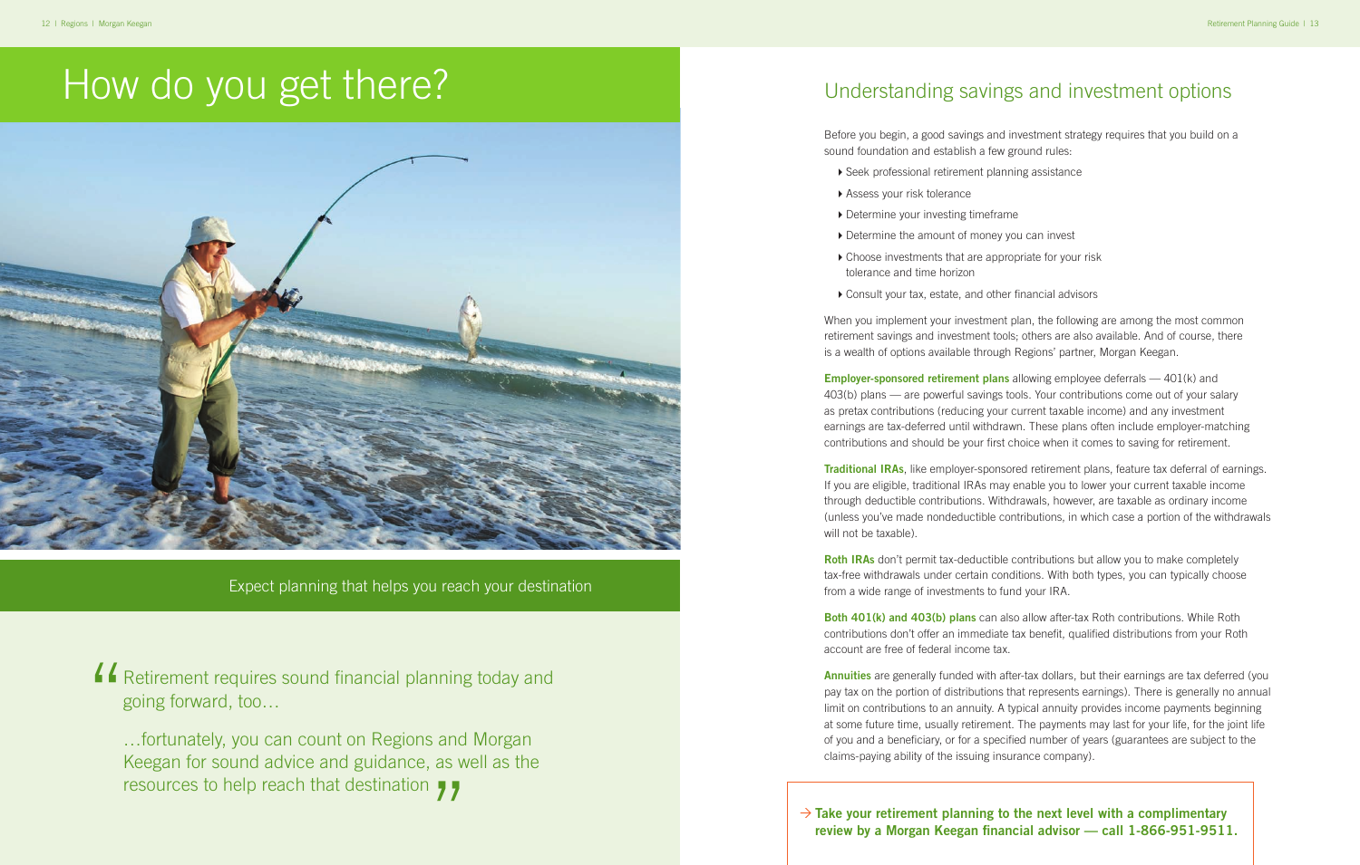# How do you get there?

Expect planning that helps you reach your destination

> "Retirement requires sound financial planning today and going forward, too…
>
> …fortunately, you can count on Regions and Morgan Keegan for sound advice and guidance, as well as the resources to help reach that destination"

## Understanding savings and investment options

Before you begin, a good savings and investment strategy requires that you build on a sound foundation and establish a few ground rules:

- Seek professional retirement planning assistance
- Assess your risk tolerance
- Determine your investing timeframe
- Determine the amount of money you can invest
- Choose investments that are appropriate for your risk tolerance and time horizon
- Consult your tax, estate, and other financial advisors

When you implement your investment plan, the following are among the most common retirement savings and investment tools; others are also available. And of course, there is a wealth of options available through Regions' partner, Morgan Keegan.

**Employer-sponsored retirement plans** allowing employee deferrals — 401(k) and 403(b) plans — are powerful savings tools. Your contributions come out of your salary as pretax contributions (reducing your current taxable income) and any investment earnings are tax-deferred until withdrawn. These plans often include employer-matching contributions and should be your first choice when it comes to saving for retirement.

**Traditional IRAs**, like employer-sponsored retirement plans, feature tax deferral of earnings. If you are eligible, traditional IRAs may enable you to lower your current taxable income through deductible contributions. Withdrawals, however, are taxable as ordinary income (unless you've made nondeductible contributions, in which case a portion of the withdrawals will not be taxable).

**Roth IRAs** don't permit tax-deductible contributions but allow you to make completely tax-free withdrawals under certain conditions. With both types, you can typically choose from a wide range of investments to fund your IRA.

**Both 401(k) and 403(b) plans** can also allow after-tax Roth contributions. While Roth contributions don't offer an immediate tax benefit, qualified distributions from your Roth account are free of federal income tax.

**Annuities** are generally funded with after-tax dollars, but their earnings are tax deferred (you pay tax on the portion of distributions that represents earnings). There is generally no annual limit on contributions to an annuity. A typical annuity provides income payments beginning at some future time, usually retirement. The payments may last for your life, for the joint life of you and a beneficiary, or for a specified number of years (guarantees are subject to the claims-paying ability of the issuing insurance company).

→ **Take your retirement planning to the next level with a complimentary review by a Morgan Keegan financial advisor — call 1-866-951-9511.**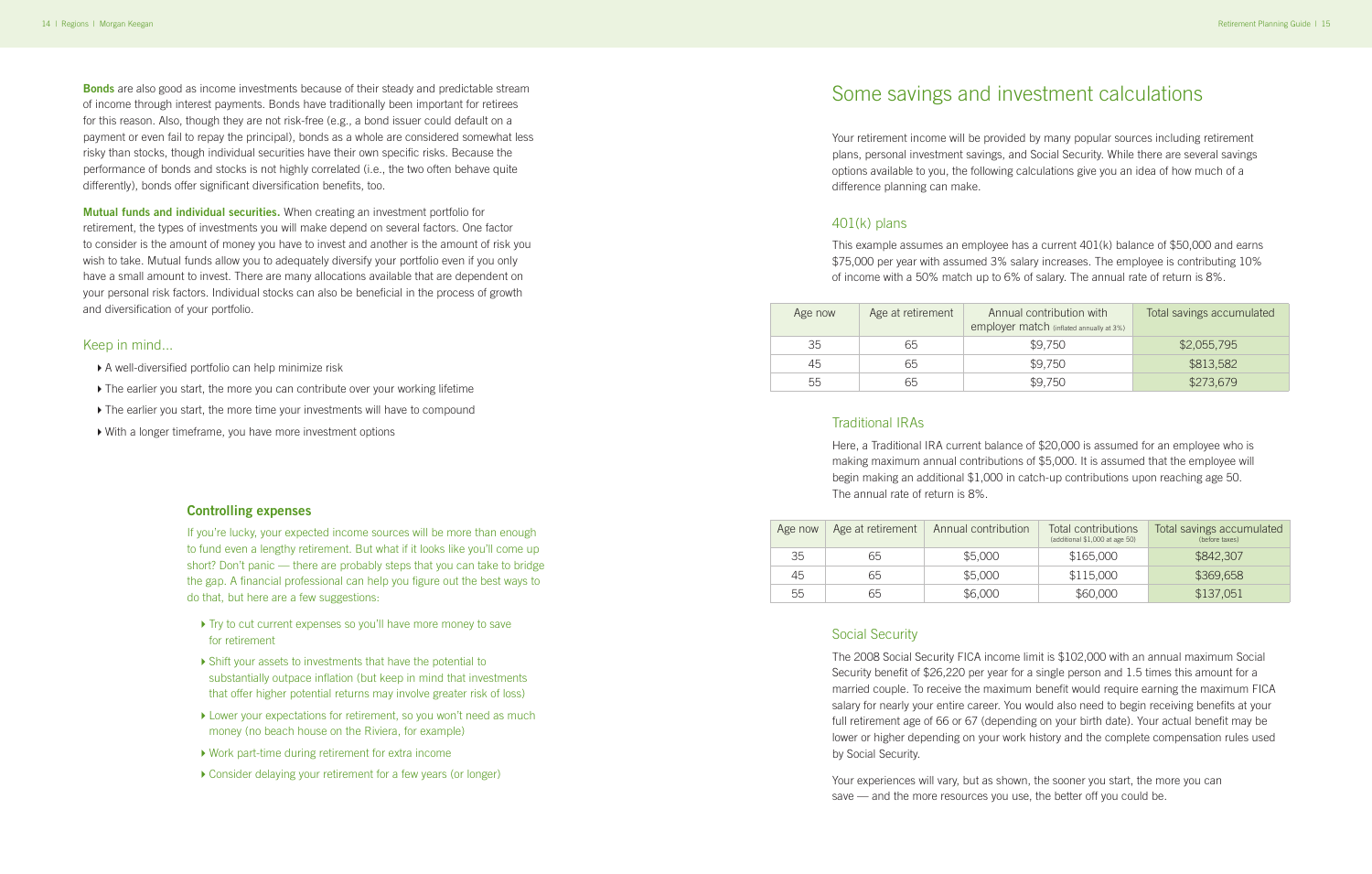**Bonds** are also good as income investments because of their steady and predictable stream of income through interest payments. Bonds have traditionally been important for retirees for this reason. Also, though they are not risk-free (e.g., a bond issuer could default on a payment or even fail to repay the principal), bonds as a whole are considered somewhat less risky than stocks, though individual securities have their own specific risks. Because the performance of bonds and stocks is not highly correlated (i.e., the two often behave quite differently), bonds offer significant diversification benefits, too.

**Mutual funds and individual securities.** When creating an investment portfolio for retirement, the types of investments you will make depend on several factors. One factor to consider is the amount of money you have to invest and another is the amount of risk you wish to take. Mutual funds allow you to adequately diversify your portfolio even if you only have a small amount to invest. There are many allocations available that are dependent on your personal risk factors. Individual stocks can also be beneficial in the process of growth and diversification of your portfolio.

### Keep in mind...

- A well-diversified portfolio can help minimize risk
- The earlier you start, the more you can contribute over your working lifetime
- The earlier you start, the more time your investments will have to compound
- With a longer timeframe, you have more investment options

### Controlling expenses

If you're lucky, your expected income sources will be more than enough to fund even a lengthy retirement. But what if it looks like you'll come up short? Don't panic — there are probably steps that you can take to bridge the gap. A financial professional can help you figure out the best ways to do that, but here are a few suggestions:

- Try to cut current expenses so you'll have more money to save for retirement
- Shift your assets to investments that have the potential to substantially outpace inflation (but keep in mind that investments that offer higher potential returns may involve greater risk of loss)
- Lower your expectations for retirement, so you won't need as much money (no beach house on the Riviera, for example)
- Work part-time during retirement for extra income
- Consider delaying your retirement for a few years (or longer)

# Some savings and investment calculations

Your retirement income will be provided by many popular sources including retirement plans, personal investment savings, and Social Security. While there are several savings options available to you, the following calculations give you an idea of how much of a difference planning can make.

## 401(k) plans

This example assumes an employee has a current 401(k) balance of $50,000 and earns $75,000 per year with assumed 3% salary increases. The employee is contributing 10% of income with a 50% match up to 6% of salary. The annual rate of return is 8%.

| Age now | Age at retirement | Annual contribution with employer match (inflated annually at 3%) | Total savings accumulated |
|---|---|---|---|
| 35 | 65 | $9,750 | $2,055,795 |
| 45 | 65 | $9,750 | $813,582 |
| 55 | 65 | $9,750 | $273,679 |

## Traditional IRAs

Here, a Traditional IRA current balance of $20,000 is assumed for an employee who is making maximum annual contributions of $5,000. It is assumed that the employee will begin making an additional $1,000 in catch-up contributions upon reaching age 50. The annual rate of return is 8%.

| Age now | Age at retirement | Annual contribution | Total contributions (additional $1,000 at age 50) | Total savings accumulated (before taxes) |
|---|---|---|---|---|
| 35 | 65 | $5,000 | $165,000 | $842,307 |
| 45 | 65 | $5,000 | $115,000 | $369,658 |
| 55 | 65 | $6,000 | $60,000 | $137,051 |

## Social Security

The 2008 Social Security FICA income limit is $102,000 with an annual maximum Social Security benefit of $26,220 per year for a single person and 1.5 times this amount for a married couple. To receive the maximum benefit would require earning the maximum FICA salary for nearly your entire career. You would also need to begin receiving benefits at your full retirement age of 66 or 67 (depending on your birth date). Your actual benefit may be lower or higher depending on your work history and the complete compensation rules used by Social Security.

Your experiences will vary, but as shown, the sooner you start, the more you can save — and the more resources you use, the better off you could be.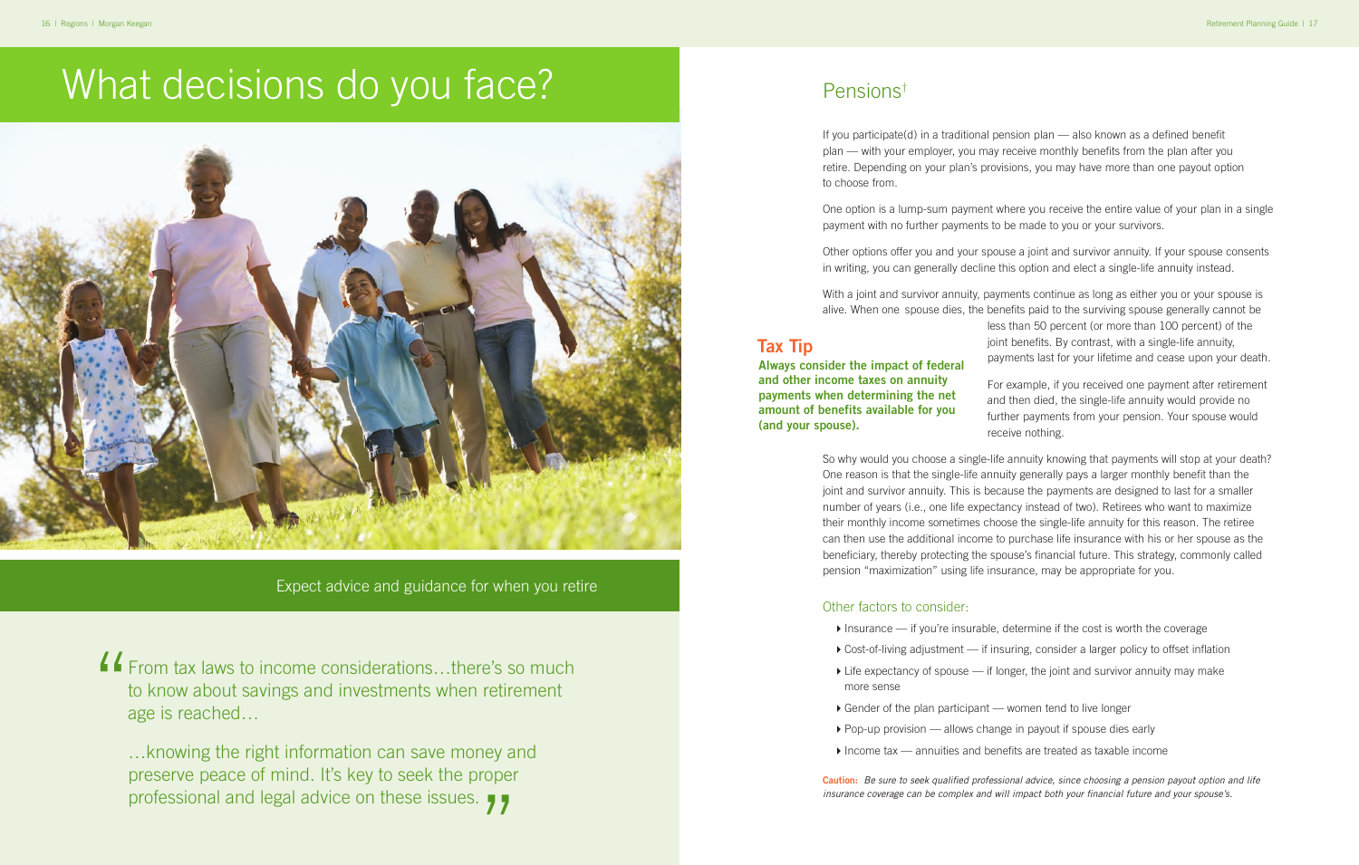# What decisions do you face?

Expect advice and guidance for when you retire

"From tax laws to income considerations…there's so much to know about savings and investments when retirement age is reached…

…knowing the right information can save money and preserve peace of mind. It's key to seek the proper professional and legal advice on these issues."

## Pensions†

If you participate(d) in a traditional pension plan — also known as a defined benefit plan — with your employer, you may receive monthly benefits from the plan after you retire. Depending on your plan's provisions, you may have more than one payout option to choose from.

One option is a lump-sum payment where you receive the entire value of your plan in a single payment with no further payments to be made to you or your survivors.

Other options offer you and your spouse a joint and survivor annuity. If your spouse consents in writing, you can generally decline this option and elect a single-life annuity instead.

With a joint and survivor annuity, payments continue as long as either you or your spouse is alive. When one spouse dies, the benefits paid to the surviving spouse generally cannot be less than 50 percent (or more than 100 percent) of the joint benefits. By contrast, with a single-life annuity, payments last for your lifetime and cease upon your death.

For example, if you received one payment after retirement and then died, the single-life annuity would provide no further payments from your pension. Your spouse would receive nothing.

### Tax Tip

**Always consider the impact of federal and other income taxes on annuity payments when determining the net amount of benefits available for you (and your spouse).**

So why would you choose a single-life annuity knowing that payments will stop at your death? One reason is that the single-life annuity generally pays a larger monthly benefit than the joint and survivor annuity. This is because the payments are designed to last for a smaller number of years (i.e., one life expectancy instead of two). Retirees who want to maximize their monthly income sometimes choose the single-life annuity for this reason. The retiree can then use the additional income to purchase life insurance with his or her spouse as the beneficiary, thereby protecting the spouse's financial future. This strategy, commonly called pension "maximization" using life insurance, may be appropriate for you.

### Other factors to consider:

- Insurance — if you're insurable, determine if the cost is worth the coverage
- Cost-of-living adjustment — if insuring, consider a larger policy to offset inflation
- Life expectancy of spouse — if longer, the joint and survivor annuity may make more sense
- Gender of the plan participant — women tend to live longer
- Pop-up provision — allows change in payout if spouse dies early
- Income tax — annuities and benefits are treated as taxable income

**Caution:** *Be sure to seek qualified professional advice, since choosing a pension payout option and life insurance coverage can be complex and will impact both your financial future and your spouse's.*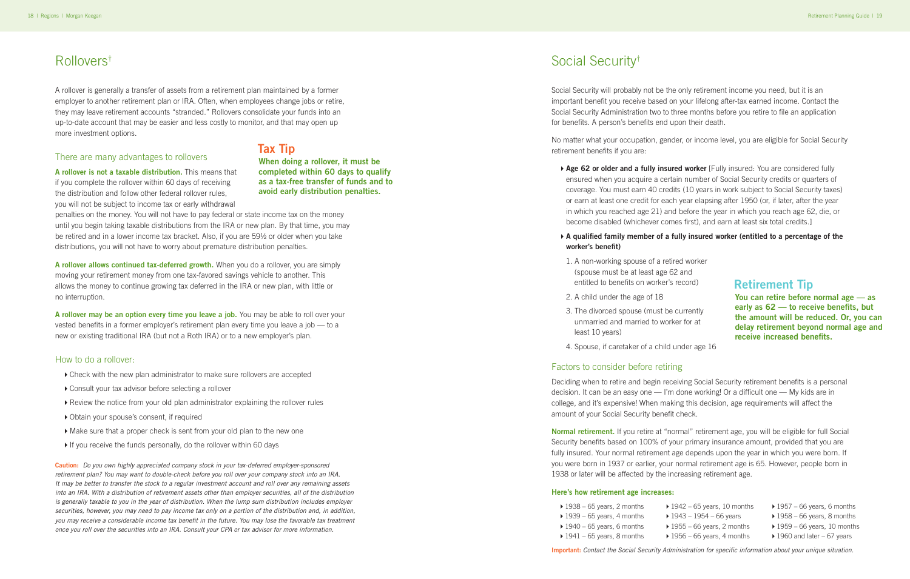# Rollovers†

A rollover is generally a transfer of assets from a retirement plan maintained by a former employer to another retirement plan or IRA. Often, when employees change jobs or retire, they may leave retirement accounts "stranded." Rollovers consolidate your funds into an up-to-date account that may be easier and less costly to monitor, and that may open up more investment options.

## There are many advantages to rollovers

**A rollover is not a taxable distribution.** This means that if you complete the rollover within 60 days of receiving the distribution and follow other federal rollover rules, you will not be subject to income tax or early withdrawal penalties on the money. You will not have to pay federal or state income tax on the money until you begin taking taxable distributions from the IRA or new plan. By that time, you may be retired and in a lower income tax bracket. Also, if you are 59½ or older when you take distributions, you will not have to worry about premature distribution penalties.

### Tax Tip

**When doing a rollover, it must be completed within 60 days to qualify as a tax-free transfer of funds and to avoid early distribution penalties.**

**A rollover allows continued tax-deferred growth.** When you do a rollover, you are simply moving your retirement money from one tax-favored savings vehicle to another. This allows the money to continue growing tax deferred in the IRA or new plan, with little or no interruption.

**A rollover may be an option every time you leave a job.** You may be able to roll over your vested benefits in a former employer's retirement plan every time you leave a job — to a new or existing traditional IRA (but not a Roth IRA) or to a new employer's plan.

## How to do a rollover:

- Check with the new plan administrator to make sure rollovers are accepted
- Consult your tax advisor before selecting a rollover
- Review the notice from your old plan administrator explaining the rollover rules
- Obtain your spouse's consent, if required
- Make sure that a proper check is sent from your old plan to the new one
- If you receive the funds personally, do the rollover within 60 days

**Caution:** *Do you own highly appreciated company stock in your tax-deferred employer-sponsored retirement plan? You may want to double-check before you roll over your company stock into an IRA. It may be better to transfer the stock to a regular investment account and roll over any remaining assets into an IRA. With a distribution of retirement assets other than employer securities, all of the distribution is generally taxable to you in the year of distribution. When the lump sum distribution includes employer securities, however, you may need to pay income tax only on a portion of the distribution and, in addition, you may receive a considerable income tax benefit in the future. You may lose the favorable tax treatment once you roll over the securities into an IRA. Consult your CPA or tax advisor for more information.*

# Social Security†

Social Security will probably not be the only retirement income you need, but it is an important benefit you receive based on your lifelong after-tax earned income. Contact the Social Security Administration two to three months before you retire to file an application for benefits. A person's benefits end upon their death.

No matter what your occupation, gender, or income level, you are eligible for Social Security retirement benefits if you are:

- **Age 62 or older and a fully insured worker** [Fully insured: You are considered fully ensured when you acquire a certain number of Social Security credits or quarters of coverage. You must earn 40 credits (10 years in work subject to Social Security taxes) or earn at least one credit for each year elapsing after 1950 (or, if later, after the year in which you reached age 21) and before the year in which you reach age 62, die, or become disabled (whichever comes first), and earn at least six total credits.]
- **A qualified family member of a fully insured worker (entitled to a percentage of the worker's benefit)**
  1. A non-working spouse of a retired worker (spouse must be at least age 62 and entitled to benefits on worker's record)
  2. A child under the age of 18
  3. The divorced spouse (must be currently unmarried and married to worker for at least 10 years)
  4. Spouse, if caretaker of a child under age 16

### Retirement Tip

**You can retire before normal age — as early as 62 — to receive benefits, but the amount will be reduced. Or, you can delay retirement beyond normal age and receive increased benefits.**

## Factors to consider before retiring

Deciding when to retire and begin receiving Social Security retirement benefits is a personal decision. It can be an easy one — I'm done working! Or a difficult one — My kids are in college, and it's expensive! When making this decision, age requirements will affect the amount of your Social Security benefit check.

**Normal retirement.** If you retire at "normal" retirement age, you will be eligible for full Social Security benefits based on 100% of your primary insurance amount, provided that you are fully insured. Your normal retirement age depends upon the year in which you were born. If you were born in 1937 or earlier, your normal retirement age is 65. However, people born in 1938 or later will be affected by the increasing retirement age.

**Here's how retirement age increases:**

- 1938 – 65 years, 2 months
- 1939 – 65 years, 4 months
- 1940 – 65 years, 6 months
- 1941 – 65 years, 8 months
- 1942 – 65 years, 10 months
- 1943 – 1954 – 66 years
- 1955 – 66 years, 2 months
- 1956 – 66 years, 4 months
- 1957 – 66 years, 6 months
- 1958 – 66 years, 8 months
- 1959 – 66 years, 10 months
- 1960 and later – 67 years

**Important:** *Contact the Social Security Administration for specific information about your unique situation.*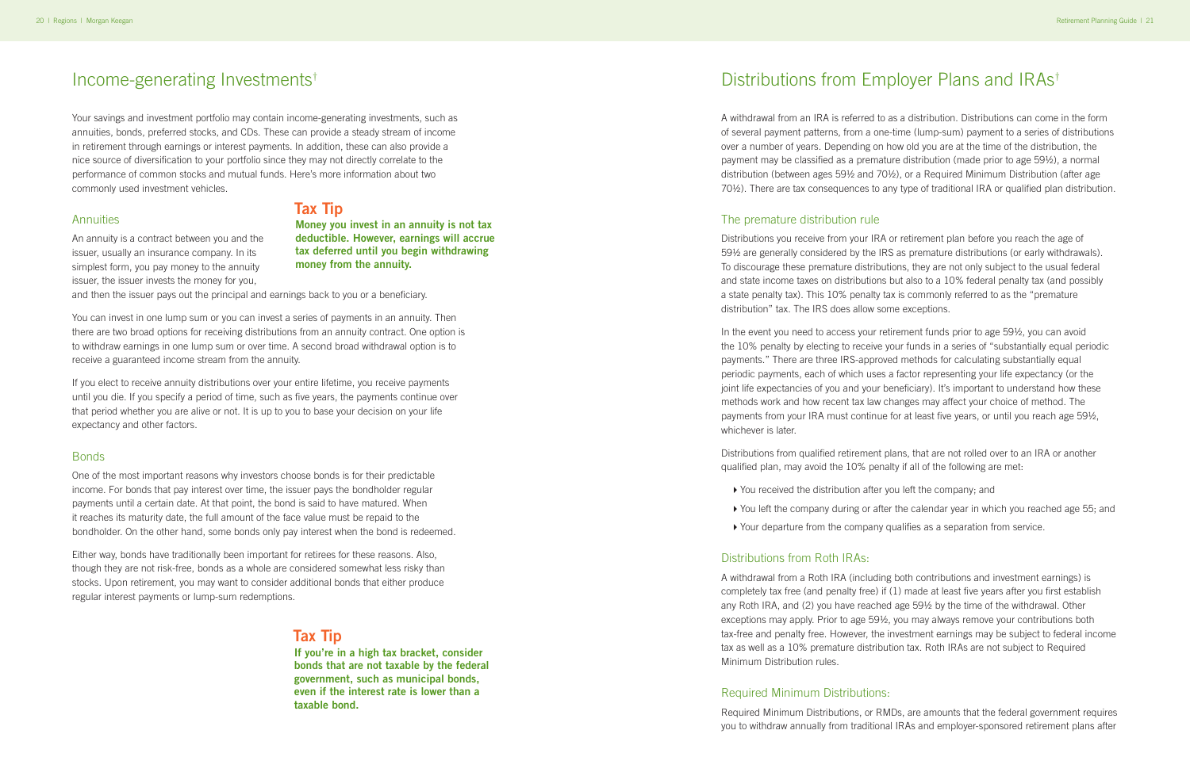# Income-generating Investments†

Your savings and investment portfolio may contain income-generating investments, such as annuities, bonds, preferred stocks, and CDs. These can provide a steady stream of income in retirement through earnings or interest payments. In addition, these can also provide a nice source of diversification to your portfolio since they may not directly correlate to the performance of common stocks and mutual funds. Here's more information about two commonly used investment vehicles.

## Annuities

An annuity is a contract between you and the issuer, usually an insurance company. In its simplest form, you pay money to the annuity issuer, the issuer invests the money for you, and then the issuer pays out the principal and earnings back to you or a beneficiary.

> **Tax Tip**
>
> **Money you invest in an annuity is not tax deductible. However, earnings will accrue tax deferred until you begin withdrawing money from the annuity.**

You can invest in one lump sum or you can invest a series of payments in an annuity. Then there are two broad options for receiving distributions from an annuity contract. One option is to withdraw earnings in one lump sum or over time. A second broad withdrawal option is to receive a guaranteed income stream from the annuity.

If you elect to receive annuity distributions over your entire lifetime, you receive payments until you die. If you specify a period of time, such as five years, the payments continue over that period whether you are alive or not. It is up to you to base your decision on your life expectancy and other factors.

## Bonds

One of the most important reasons why investors choose bonds is for their predictable income. For bonds that pay interest over time, the issuer pays the bondholder regular payments until a certain date. At that point, the bond is said to have matured. When it reaches its maturity date, the full amount of the face value must be repaid to the bondholder. On the other hand, some bonds only pay interest when the bond is redeemed.

Either way, bonds have traditionally been important for retirees for these reasons. Also, though they are not risk-free, bonds as a whole are considered somewhat less risky than stocks. Upon retirement, you may want to consider additional bonds that either produce regular interest payments or lump-sum redemptions.

> **Tax Tip**
>
> **If you're in a high tax bracket, consider bonds that are not taxable by the federal government, such as municipal bonds, even if the interest rate is lower than a taxable bond.**

# Distributions from Employer Plans and IRAs†

A withdrawal from an IRA is referred to as a distribution. Distributions can come in the form of several payment patterns, from a one-time (lump-sum) payment to a series of distributions over a number of years. Depending on how old you are at the time of the distribution, the payment may be classified as a premature distribution (made prior to age 59½), a normal distribution (between ages 59½ and 70½), or a Required Minimum Distribution (after age 70½). There are tax consequences to any type of traditional IRA or qualified plan distribution.

## The premature distribution rule

Distributions you receive from your IRA or retirement plan before you reach the age of 59½ are generally considered by the IRS as premature distributions (or early withdrawals). To discourage these premature distributions, they are not only subject to the usual federal and state income taxes on distributions but also to a 10% federal penalty tax (and possibly a state penalty tax). This 10% penalty tax is commonly referred to as the "premature distribution" tax. The IRS does allow some exceptions.

In the event you need to access your retirement funds prior to age 59½, you can avoid the 10% penalty by electing to receive your funds in a series of "substantially equal periodic payments." There are three IRS-approved methods for calculating substantially equal periodic payments, each of which uses a factor representing your life expectancy (or the joint life expectancies of you and your beneficiary). It's important to understand how these methods work and how recent tax law changes may affect your choice of method. The payments from your IRA must continue for at least five years, or until you reach age 59½, whichever is later.

Distributions from qualified retirement plans, that are not rolled over to an IRA or another qualified plan, may avoid the 10% penalty if all of the following are met:

- You received the distribution after you left the company; and
- You left the company during or after the calendar year in which you reached age 55; and
- Your departure from the company qualifies as a separation from service.

## Distributions from Roth IRAs:

A withdrawal from a Roth IRA (including both contributions and investment earnings) is completely tax free (and penalty free) if (1) made at least five years after you first establish any Roth IRA, and (2) you have reached age 59½ by the time of the withdrawal. Other exceptions may apply. Prior to age 59½, you may always remove your contributions both tax-free and penalty free. However, the investment earnings may be subject to federal income tax as well as a 10% premature distribution tax. Roth IRAs are not subject to Required Minimum Distribution rules.

## Required Minimum Distributions:

Required Minimum Distributions, or RMDs, are amounts that the federal government requires you to withdraw annually from traditional IRAs and employer-sponsored retirement plans after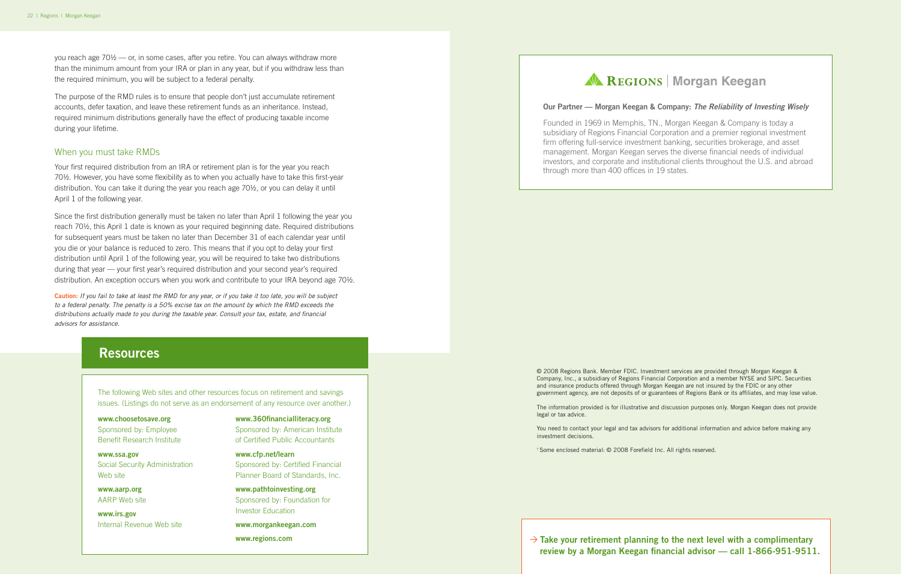you reach age 70½ — or, in some cases, after you retire. You can always withdraw more than the minimum amount from your IRA or plan in any year, but if you withdraw less than the required minimum, you will be subject to a federal penalty.

The purpose of the RMD rules is to ensure that people don't just accumulate retirement accounts, defer taxation, and leave these retirement funds as an inheritance. Instead, required minimum distributions generally have the effect of producing taxable income during your lifetime.

### When you must take RMDs

Your first required distribution from an IRA or retirement plan is for the year you reach 70½. However, you have some flexibility as to when you actually have to take this first-year distribution. You can take it during the year you reach age 70½, or you can delay it until April 1 of the following year.

Since the first distribution generally must be taken no later than April 1 following the year you reach 70½, this April 1 date is known as your required beginning date. Required distributions for subsequent years must be taken no later than December 31 of each calendar year until you die or your balance is reduced to zero. This means that if you opt to delay your first distribution until April 1 of the following year, you will be required to take two distributions during that year — your first year's required distribution and your second year's required distribution. An exception occurs when you work and contribute to your IRA beyond age 70½.

**Caution:** *If you fail to take at least the RMD for any year, or if you take it too late, you will be subject to a federal penalty. The penalty is a 50% excise tax on the amount by which the RMD exceeds the distributions actually made to you during the taxable year. Consult your tax, estate, and financial advisors for assistance.*

## Resources

The following Web sites and other resources focus on retirement and savings issues. (Listings do not serve as an endorsement of any resource over another.)

**www.choosetosave.org**
Sponsored by: Employee Benefit Research Institute

**www.ssa.gov**
Social Security Administration Web site

**www.aarp.org**
AARP Web site

**www.irs.gov**
Internal Revenue Web site

**www.360financialliteracy.org**
Sponsored by: American Institute of Certified Public Accountants

**www.cfp.net/learn**
Sponsored by: Certified Financial Planner Board of Standards, Inc.

**www.pathtoinvesting.org**
Sponsored by: Foundation for Investor Education

**www.morgankeegan.com**

**www.regions.com**

Regions | Morgan Keegan

**Our Partner — Morgan Keegan & Company:** ***The Reliability of Investing Wisely***

Founded in 1969 in Memphis, TN., Morgan Keegan & Company is today a subsidiary of Regions Financial Corporation and a premier regional investment firm offering full-service investment banking, securities brokerage, and asset management. Morgan Keegan serves the diverse financial needs of individual investors, and corporate and institutional clients throughout the U.S. and abroad through more than 400 offices in 19 states.

© 2008 Regions Bank. Member FDIC. Investment services are provided through Morgan Keegan & Company, Inc., a subsidiary of Regions Financial Corporation and a member NYSE and SIPC. Securities and insurance products offered through Morgan Keegan are not insured by the FDIC or any other government agency, are not deposits of or guarantees of Regions Bank or its affiliates, and may lose value.

The information provided is for illustrative and discussion purposes only. Morgan Keegan does not provide legal or tax advice.

You need to contact your legal and tax advisors for additional information and advice before making any investment decisions.

[†] Some enclosed material: © 2008 Forefield Inc. All rights reserved.

→ **Take your retirement planning to the next level with a complimentary review by a Morgan Keegan financial advisor — call 1-866-951-9511.**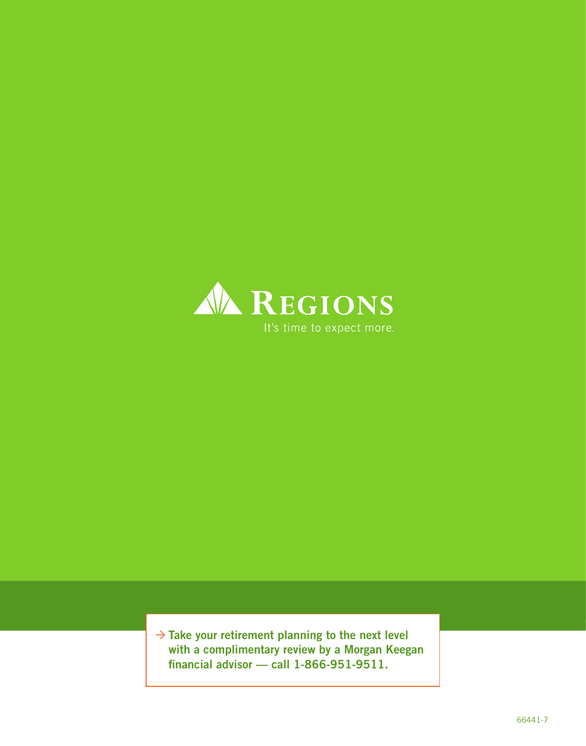REGIONS

It's time to expect more.

→ **Take your retirement planning to the next level with a complimentary review by a Morgan Keegan financial advisor — call 1-866-951-9511.**

66441-7